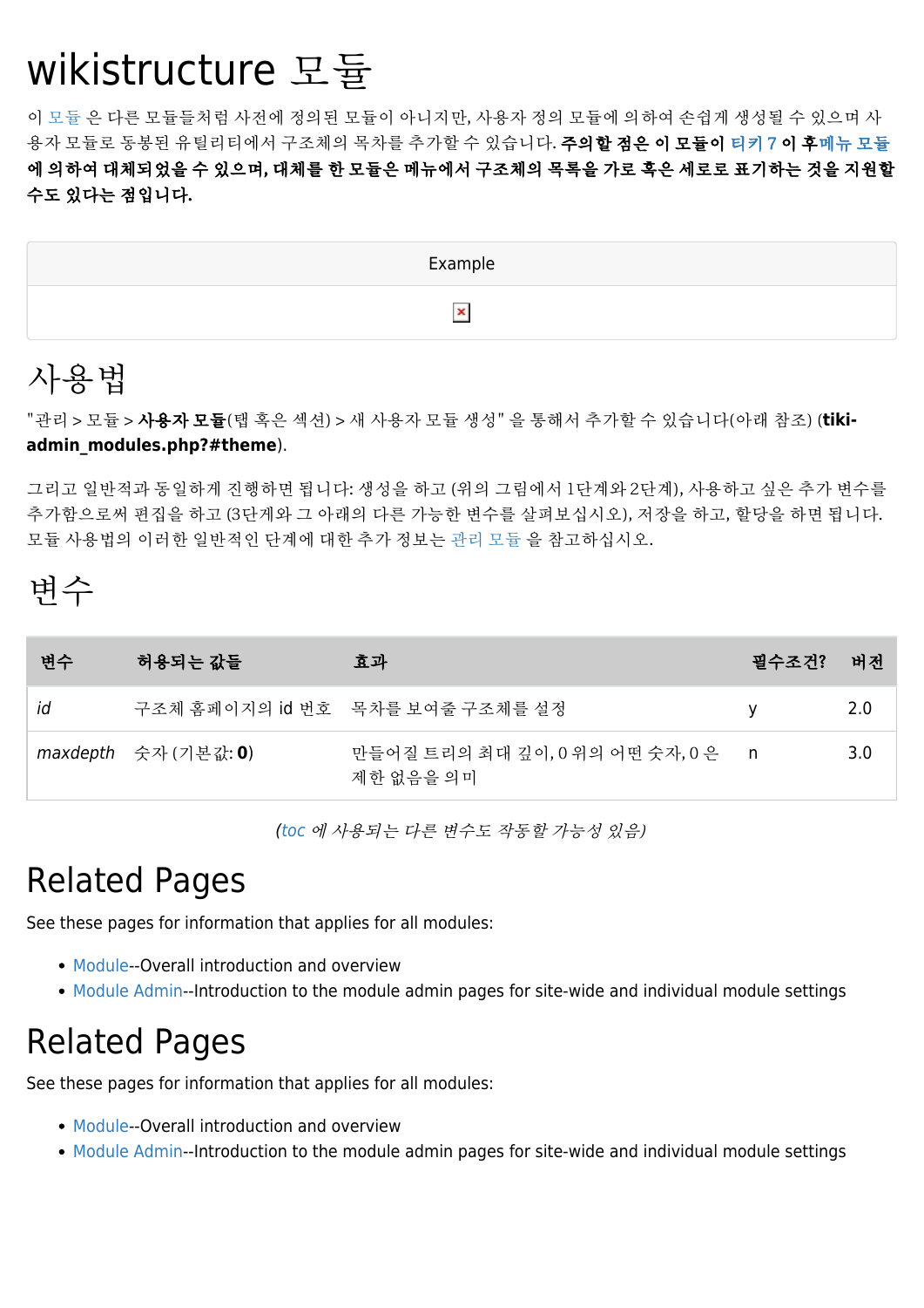# wikistructure 모듈

이 모듈 은 다른 모듈들처럼 사전에 정의된 모듈이 아니지만, 사용자 정의 모듈에 의하여 손쉽게 생성될 수 있으며 사용자 모듈로 동봉된 유틸리티에서 구조체의 목차를 추가할 수 있습니다. **주의할 점은 이 모듈이 티키 7 이 후메뉴 모듈 에 의하여 대체되었을 수 있으며, 대체를 한 모듈은 메뉴에서 구조체의 목록을 가로 혹은 세로로 표기하는 것을 지원할 수도 있다는 점입니다.**

| Example |
|---|
| |

# 사용법

"관리 > 모듈 > **사용자 모듈**(탭 혹은 섹션) > 새 사용자 모듈 생성" 을 통해서 추가할 수 있습니다(아래 참조) (**tiki-admin_modules.php?#theme**).

그리고 일반적과 동일하게 진행하면 됩니다: 생성을 하고 (위의 그림에서 1단계와 2단계), 사용하고 싶은 추가 변수를 추가함으로써 편집을 하고 (3단계와 그 아래의 다른 가능한 변수를 살펴보십시오), 저장을 하고, 할당을 하면 됩니다. 모듈 사용법의 이러한 일반적인 단계에 대한 추가 정보는 관리 모듈 을 참고하십시오.

# 변수

| 변수 | 허용되는 값들 | 효과 | 필수조건? | 버전 |
|---|---|---|---|---|
| *id* | 구조체 홈페이지의 id 번호 | 목차를 보여줄 구조체를 설정 | y | 2.0 |
| *maxdepth* | 숫자 (기본값: **0**) | 만들어질 트리의 최대 깊이, 0 위의 어떤 숫자, 0 은 제한 없음을 의미 | n | 3.0 |

*(toc 에 사용되는 다른 변수도 작동할 가능성 있음)*

# Related Pages

See these pages for information that applies for all modules:

- Module--Overall introduction and overview
- Module Admin--Introduction to the module admin pages for site-wide and individual module settings

# Related Pages

See these pages for information that applies for all modules:

- Module--Overall introduction and overview
- Module Admin--Introduction to the module admin pages for site-wide and individual module settings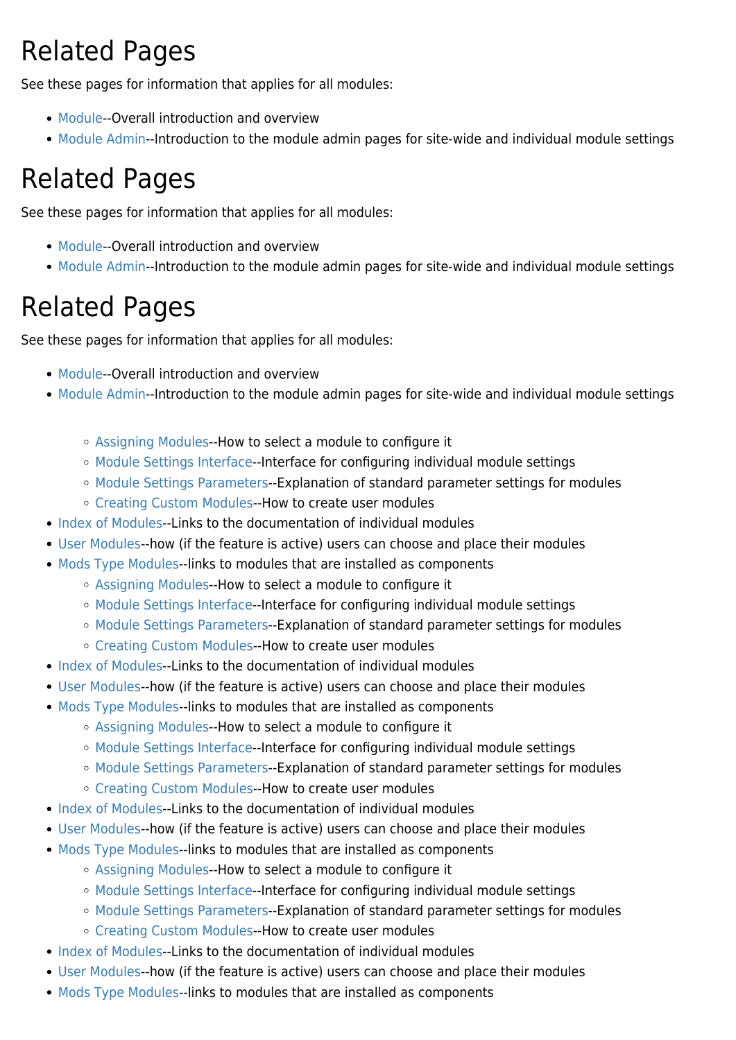# Related Pages

See these pages for information that applies for all modules:

- Module--Overall introduction and overview
- Module Admin--Introduction to the module admin pages for site-wide and individual module settings

# Related Pages

See these pages for information that applies for all modules:

- Module--Overall introduction and overview
- Module Admin--Introduction to the module admin pages for site-wide and individual module settings

# Related Pages

See these pages for information that applies for all modules:

- Module--Overall introduction and overview
- Module Admin--Introduction to the module admin pages for site-wide and individual module settings

    - Assigning Modules--How to select a module to configure it
    - Module Settings Interface--Interface for configuring individual module settings
    - Module Settings Parameters--Explanation of standard parameter settings for modules
    - Creating Custom Modules--How to create user modules
- Index of Modules--Links to the documentation of individual modules
- User Modules--how (if the feature is active) users can choose and place their modules
- Mods Type Modules--links to modules that are installed as components
    - Assigning Modules--How to select a module to configure it
    - Module Settings Interface--Interface for configuring individual module settings
    - Module Settings Parameters--Explanation of standard parameter settings for modules
    - Creating Custom Modules--How to create user modules
- Index of Modules--Links to the documentation of individual modules
- User Modules--how (if the feature is active) users can choose and place their modules
- Mods Type Modules--links to modules that are installed as components
    - Assigning Modules--How to select a module to configure it
    - Module Settings Interface--Interface for configuring individual module settings
    - Module Settings Parameters--Explanation of standard parameter settings for modules
    - Creating Custom Modules--How to create user modules
- Index of Modules--Links to the documentation of individual modules
- User Modules--how (if the feature is active) users can choose and place their modules
- Mods Type Modules--links to modules that are installed as components
    - Assigning Modules--How to select a module to configure it
    - Module Settings Interface--Interface for configuring individual module settings
    - Module Settings Parameters--Explanation of standard parameter settings for modules
    - Creating Custom Modules--How to create user modules
- Index of Modules--Links to the documentation of individual modules
- User Modules--how (if the feature is active) users can choose and place their modules
- Mods Type Modules--links to modules that are installed as components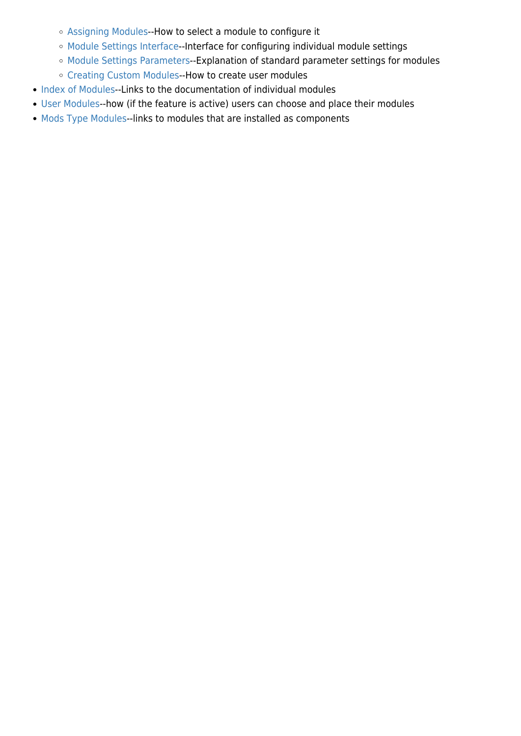- Assigning Modules--How to select a module to configure it
    - Module Settings Interface--Interface for configuring individual module settings
    - Module Settings Parameters--Explanation of standard parameter settings for modules
    - Creating Custom Modules--How to create user modules
- Index of Modules--Links to the documentation of individual modules
- User Modules--how (if the feature is active) users can choose and place their modules
- Mods Type Modules--links to modules that are installed as components